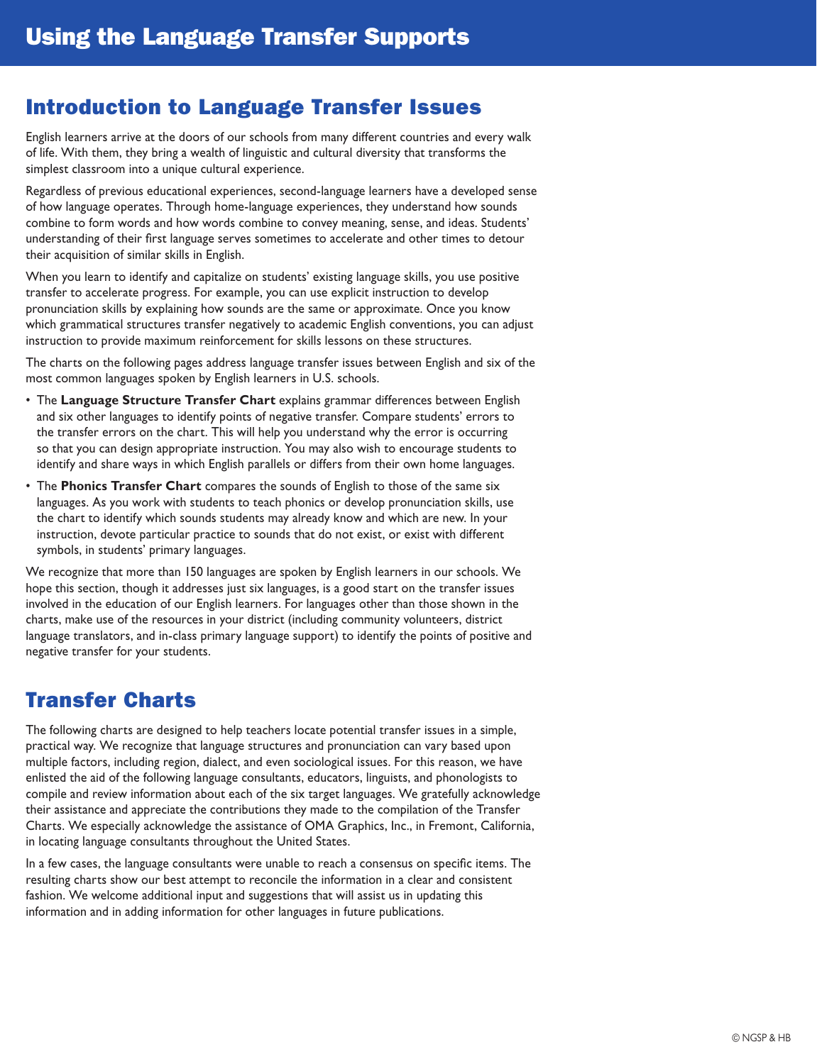# Using the Language Transfer Supports

## Introduction to Language Transfer Issues

English learners arrive at the doors of our schools from many different countries and every walk of life. With them, they bring a wealth of linguistic and cultural diversity that transforms the simplest classroom into a unique cultural experience.

Regardless of previous educational experiences, second-language learners have a developed sense of how language operates. Through home-language experiences, they understand how sounds combine to form words and how words combine to convey meaning, sense, and ideas. Students' understanding of their first language serves sometimes to accelerate and other times to detour their acquisition of similar skills in English.

When you learn to identify and capitalize on students' existing language skills, you use positive transfer to accelerate progress. For example, you can use explicit instruction to develop pronunciation skills by explaining how sounds are the same or approximate. Once you know which grammatical structures transfer negatively to academic English conventions, you can adjust instruction to provide maximum reinforcement for skills lessons on these structures.

The charts on the following pages address language transfer issues between English and six of the most common languages spoken by English learners in U.S. schools.

- The **Language Structure Transfer Chart** explains grammar differences between English and six other languages to identify points of negative transfer. Compare students' errors to the transfer errors on the chart. This will help you understand why the error is occurring so that you can design appropriate instruction. You may also wish to encourage students to identify and share ways in which English parallels or differs from their own home languages.
- The **Phonics Transfer Chart** compares the sounds of English to those of the same six languages. As you work with students to teach phonics or develop pronunciation skills, use the chart to identify which sounds students may already know and which are new. In your instruction, devote particular practice to sounds that do not exist, or exist with different symbols, in students' primary languages.

We recognize that more than 150 languages are spoken by English learners in our schools. We hope this section, though it addresses just six languages, is a good start on the transfer issues involved in the education of our English learners. For languages other than those shown in the charts, make use of the resources in your district (including community volunteers, district language translators, and in-class primary language support) to identify the points of positive and negative transfer for your students.

## Transfer Charts

The following charts are designed to help teachers locate potential transfer issues in a simple, practical way. We recognize that language structures and pronunciation can vary based upon multiple factors, including region, dialect, and even sociological issues. For this reason, we have enlisted the aid of the following language consultants, educators, linguists, and phonologists to compile and review information about each of the six target languages. We gratefully acknowledge their assistance and appreciate the contributions they made to the compilation of the Transfer Charts. We especially acknowledge the assistance of OMA Graphics, Inc., in Fremont, California, in locating language consultants throughout the United States.

In a few cases, the language consultants were unable to reach a consensus on specific items. The resulting charts show our best attempt to reconcile the information in a clear and consistent fashion. We welcome additional input and suggestions that will assist us in updating this information and in adding information for other languages in future publications.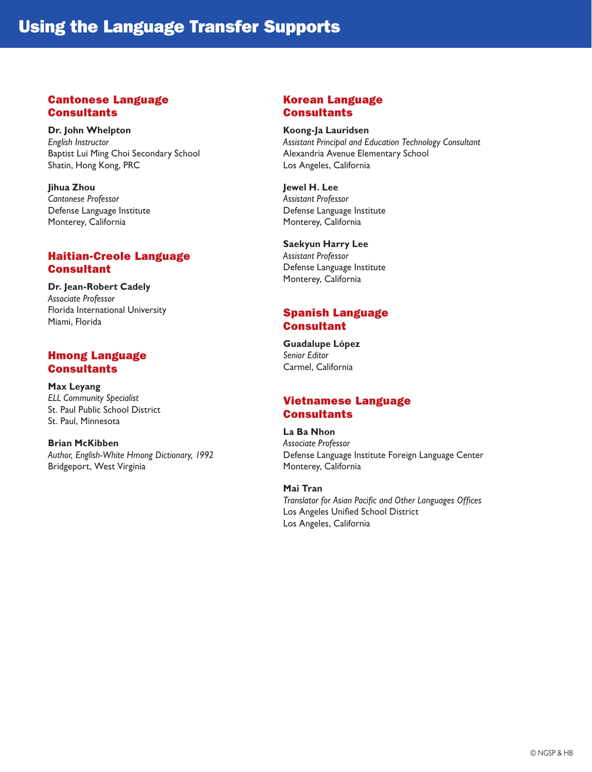# Using the Language Transfer Supports

## Cantonese Language Consultants

**Dr. John Whelpton**
*English Instructor*
Baptist Lui Ming Choi Secondary School
Shatin, Hong Kong, PRC

**Jihua Zhou**
*Cantonese Professor*
Defense Language Institute
Monterey, California

## Haitian-Creole Language Consultant

**Dr. Jean-Robert Cadely**
*Associate Professor*
Florida International University
Miami, Florida

## Hmong Language Consultants

**Max Leyang**
*ELL Community Specialist*
St. Paul Public School District
St. Paul, Minnesota

**Brian McKibben**
*Author, English-White Hmong Dictionary, 1992*
Bridgeport, West Virginia

## Korean Language Consultants

**Koong-Ja Lauridsen**
*Assistant Principal and Education Technology Consultant*
Alexandria Avenue Elementary School
Los Angeles, California

**Jewel H. Lee**
*Assistant Professor*
Defense Language Institute
Monterey, California

**Saekyun Harry Lee**
*Assistant Professor*
Defense Language Institute
Monterey, California

## Spanish Language Consultant

**Guadalupe López**
*Senior Editor*
Carmel, California

## Vietnamese Language Consultants

**La Ba Nhon**
*Associate Professor*
Defense Language Institute Foreign Language Center
Monterey, California

**Mai Tran**
*Translator for Asian Pacific and Other Languages Offices*
Los Angeles Unified School District
Los Angeles, California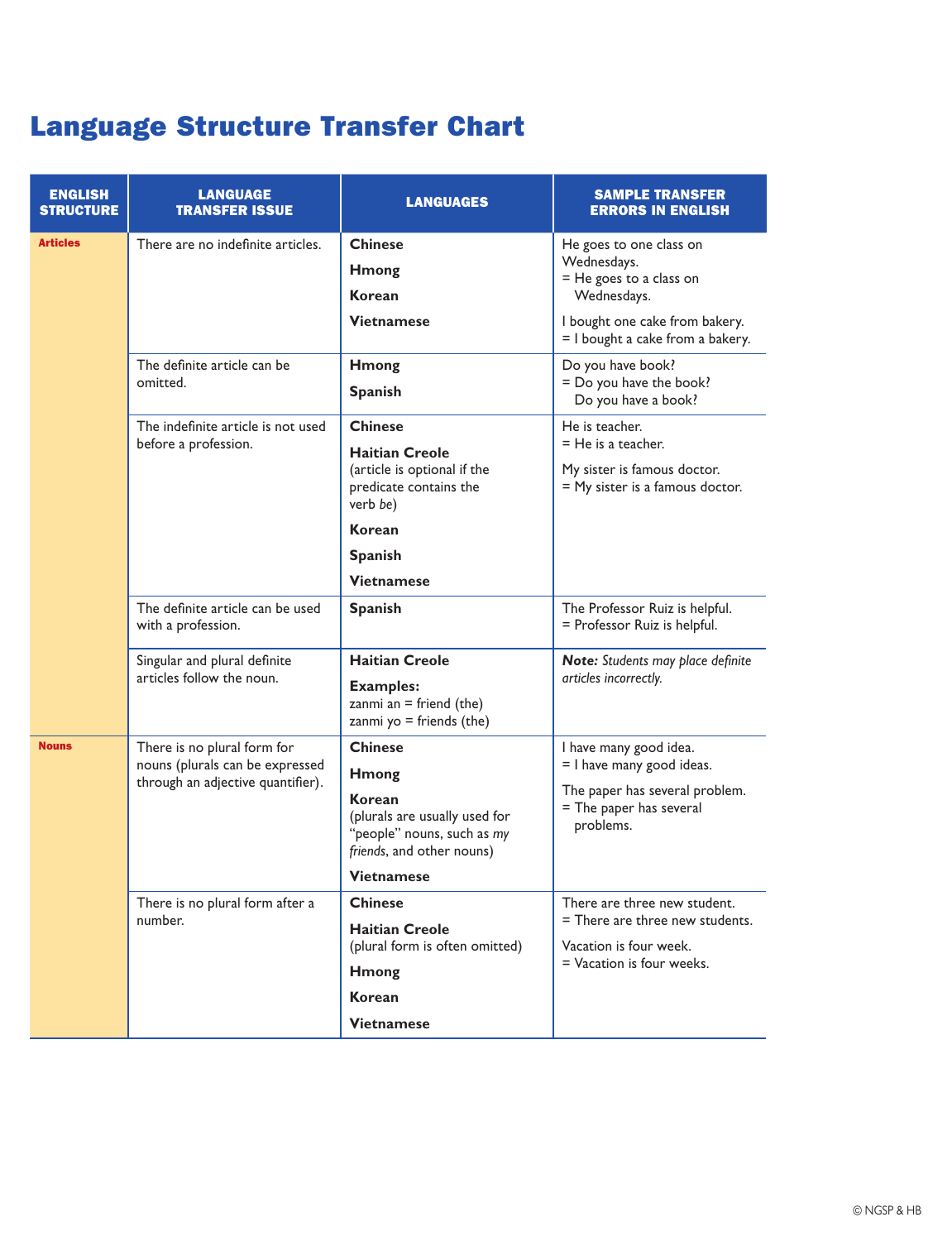# Language Structure Transfer Chart

| ENGLISH STRUCTURE | LANGUAGE TRANSFER ISSUE | LANGUAGES | SAMPLE TRANSFER ERRORS IN ENGLISH |
|---|---|---|---|
| **Articles** | There are no indefinite articles. | **Chinese**<br>**Hmong**<br>**Korean**<br>**Vietnamese** | He goes to one class on Wednesdays.<br>= He goes to a class on Wednesdays.<br><br>I bought one cake from bakery.<br>= I bought a cake from a bakery. |
| | The definite article can be omitted. | **Hmong**<br>**Spanish** | Do you have book?<br>= Do you have the book?<br>Do you have a book? |
| | The indefinite article is not used before a profession. | **Chinese**<br>**Haitian Creole** (article is optional if the predicate contains the verb *be*)<br>**Korean**<br>**Spanish**<br>**Vietnamese** | He is teacher.<br>= He is a teacher.<br><br>My sister is famous doctor.<br>= My sister is a famous doctor. |
| | The definite article can be used with a profession. | **Spanish** | The Professor Ruiz is helpful.<br>= Professor Ruiz is helpful. |
| | Singular and plural definite articles follow the noun. | **Haitian Creole**<br>**Examples:**<br>zanmi an = friend (the)<br>zanmi yo = friends (the) | ***Note:*** *Students may place definite articles incorrectly.* |
| **Nouns** | There is no plural form for nouns (plurals can be expressed through an adjective quantifier). | **Chinese**<br>**Hmong**<br>**Korean** (plurals are usually used for "people" nouns, such as *my friends*, and other nouns)<br>**Vietnamese** | I have many good idea.<br>= I have many good ideas.<br><br>The paper has several problem.<br>= The paper has several problems. |
| | There is no plural form after a number. | **Chinese**<br>**Haitian Creole** (plural form is often omitted)<br>**Hmong**<br>**Korean**<br>**Vietnamese** | There are three new student.<br>= There are three new students.<br><br>Vacation is four week.<br>= Vacation is four weeks. |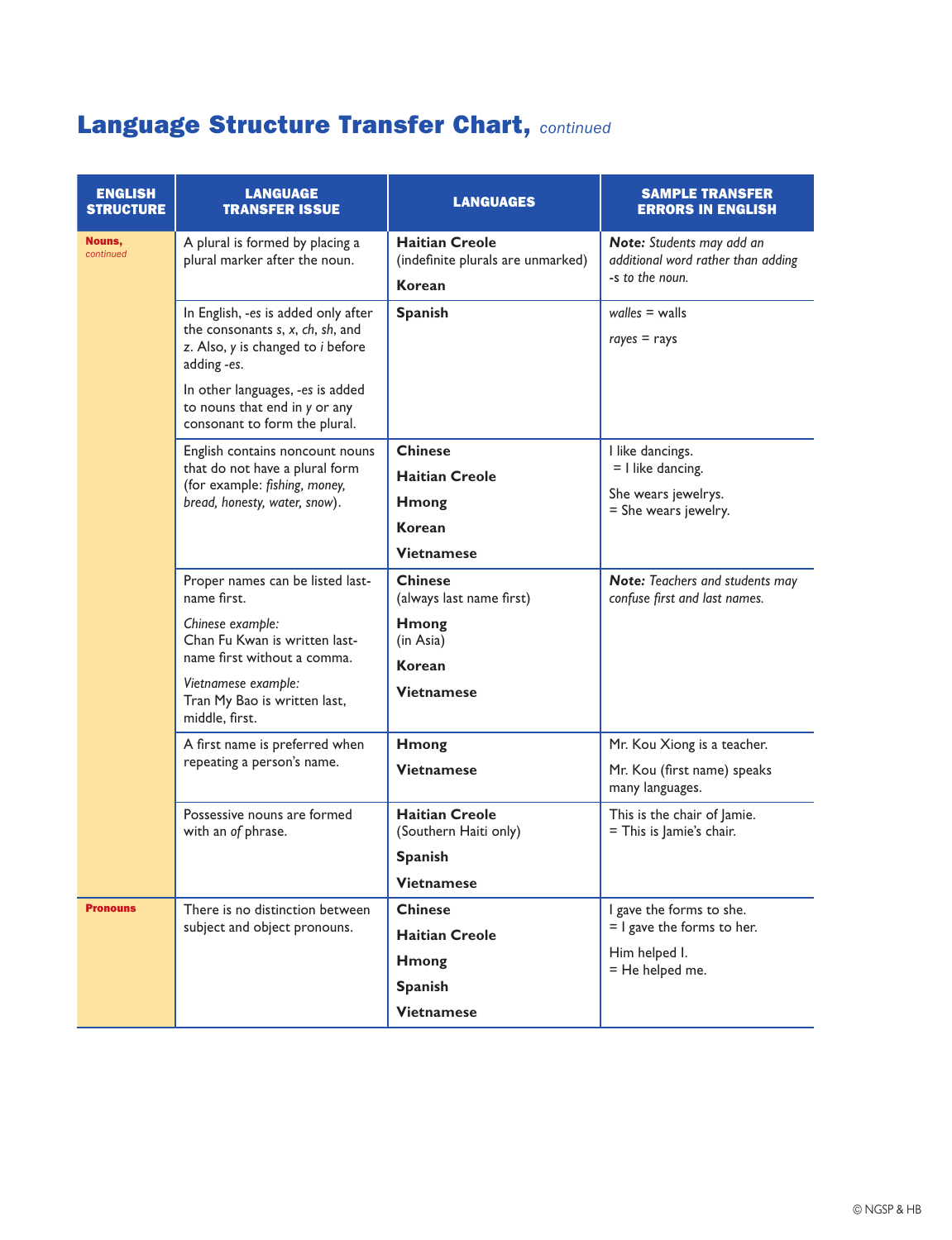## Language Structure Transfer Chart, *continued*

| ENGLISH STRUCTURE | LANGUAGE TRANSFER ISSUE | LANGUAGES | SAMPLE TRANSFER ERRORS IN ENGLISH |
|---|---|---|---|
| **Nouns,** *continued* | A plural is formed by placing a plural marker after the noun. | **Haitian Creole** (indefinite plurals are unmarked)<br>**Korean** | ***Note:*** *Students may add an additional word rather than adding -s to the noun.* |
| | In English, -*es* is added only after the consonants *s*, *x*, *ch*, *sh*, and *z*. Also, *y* is changed to *i* before adding -*es*.<br>In other languages, -*es* is added to nouns that end in *y* or any consonant to form the plural. | **Spanish** | *walles* = walls<br>*rayes* = rays |
| | English contains noncount nouns that do not have a plural form (for example: *fishing, money, bread, honesty, water, snow*). | **Chinese**<br>**Haitian Creole**<br>**Hmong**<br>**Korean**<br>**Vietnamese** | I like dancings.<br>= I like dancing.<br>She wears jewelrys.<br>= She wears jewelry. |
| | Proper names can be listed last-name first.<br>*Chinese example:*<br>Chan Fu Kwan is written last-name first without a comma.<br>*Vietnamese example:*<br>Tran My Bao is written last, middle, first. | **Chinese** (always last name first)<br>**Hmong** (in Asia)<br>**Korean**<br>**Vietnamese** | ***Note:*** *Teachers and students may confuse first and last names.* |
| | A first name is preferred when repeating a person's name. | **Hmong**<br>**Vietnamese** | Mr. Kou Xiong is a teacher.<br>Mr. Kou (first name) speaks many languages. |
| | Possessive nouns are formed with an *of* phrase. | **Haitian Creole** (Southern Haiti only)<br>**Spanish**<br>**Vietnamese** | This is the chair of Jamie.<br>= This is Jamie's chair. |
| **Pronouns** | There is no distinction between subject and object pronouns. | **Chinese**<br>**Haitian Creole**<br>**Hmong**<br>**Spanish**<br>**Vietnamese** | I gave the forms to she.<br>= I gave the forms to her.<br>Him helped I.<br>= He helped me. |

© NGSP & HB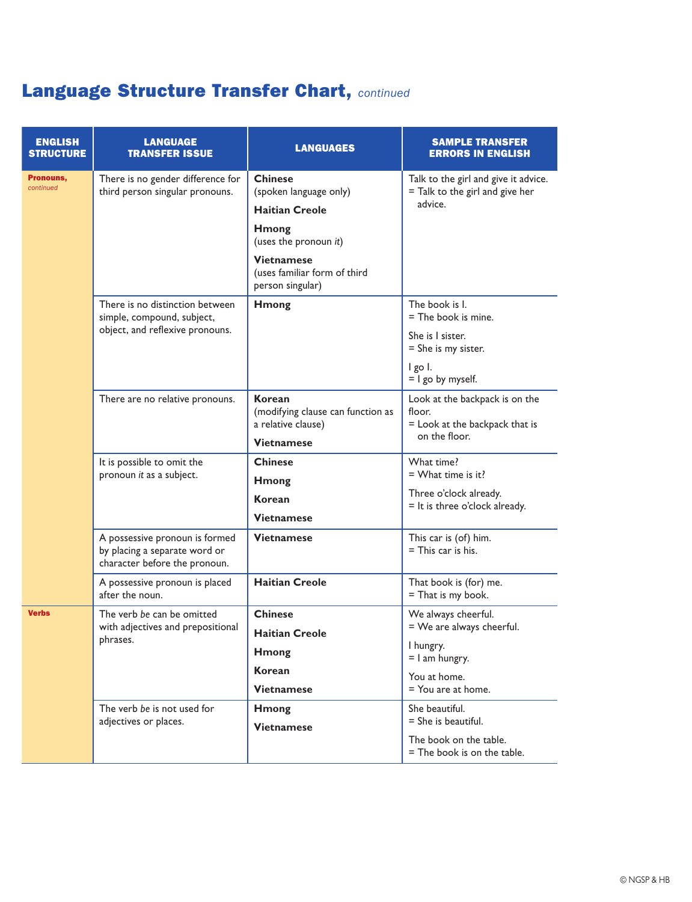# Language Structure Transfer Chart, *continued*

| ENGLISH STRUCTURE | LANGUAGE TRANSFER ISSUE | LANGUAGES | SAMPLE TRANSFER ERRORS IN ENGLISH |
|---|---|---|---|
| **Pronouns,** *continued* | There is no gender difference for third person singular pronouns. | **Chinese** (spoken language only)<br>**Haitian Creole**<br>**Hmong** (uses the pronoun *it*)<br>**Vietnamese** (uses familiar form of third person singular) | Talk to the girl and give it advice.<br>= Talk to the girl and give her advice. |
| | There is no distinction between simple, compound, subject, object, and reflexive pronouns. | **Hmong** | The book is I.<br>= The book is mine.<br>She is I sister.<br>= She is my sister.<br>I go I.<br>= I go by myself. |
| | There are no relative pronouns. | **Korean** (modifying clause can function as a relative clause)<br>**Vietnamese** | Look at the backpack is on the floor.<br>= Look at the backpack that is on the floor. |
| | It is possible to omit the pronoun *it* as a subject. | **Chinese**<br>**Hmong**<br>**Korean**<br>**Vietnamese** | What time?<br>= What time is it?<br>Three o'clock already.<br>= It is three o'clock already. |
| | A possessive pronoun is formed by placing a separate word or character before the pronoun. | **Vietnamese** | This car is (of) him.<br>= This car is his. |
| | A possessive pronoun is placed after the noun. | **Haitian Creole** | That book is (for) me.<br>= That is my book. |
| **Verbs** | The verb *be* can be omitted with adjectives and prepositional phrases. | **Chinese**<br>**Haitian Creole**<br>**Hmong**<br>**Korean**<br>**Vietnamese** | We always cheerful.<br>= We are always cheerful.<br>I hungry.<br>= I am hungry.<br>You at home.<br>= You are at home. |
| | The verb *be* is not used for adjectives or places. | **Hmong**<br>**Vietnamese** | She beautiful.<br>= She is beautiful.<br>The book on the table.<br>= The book is on the table. |

© NGSP & HB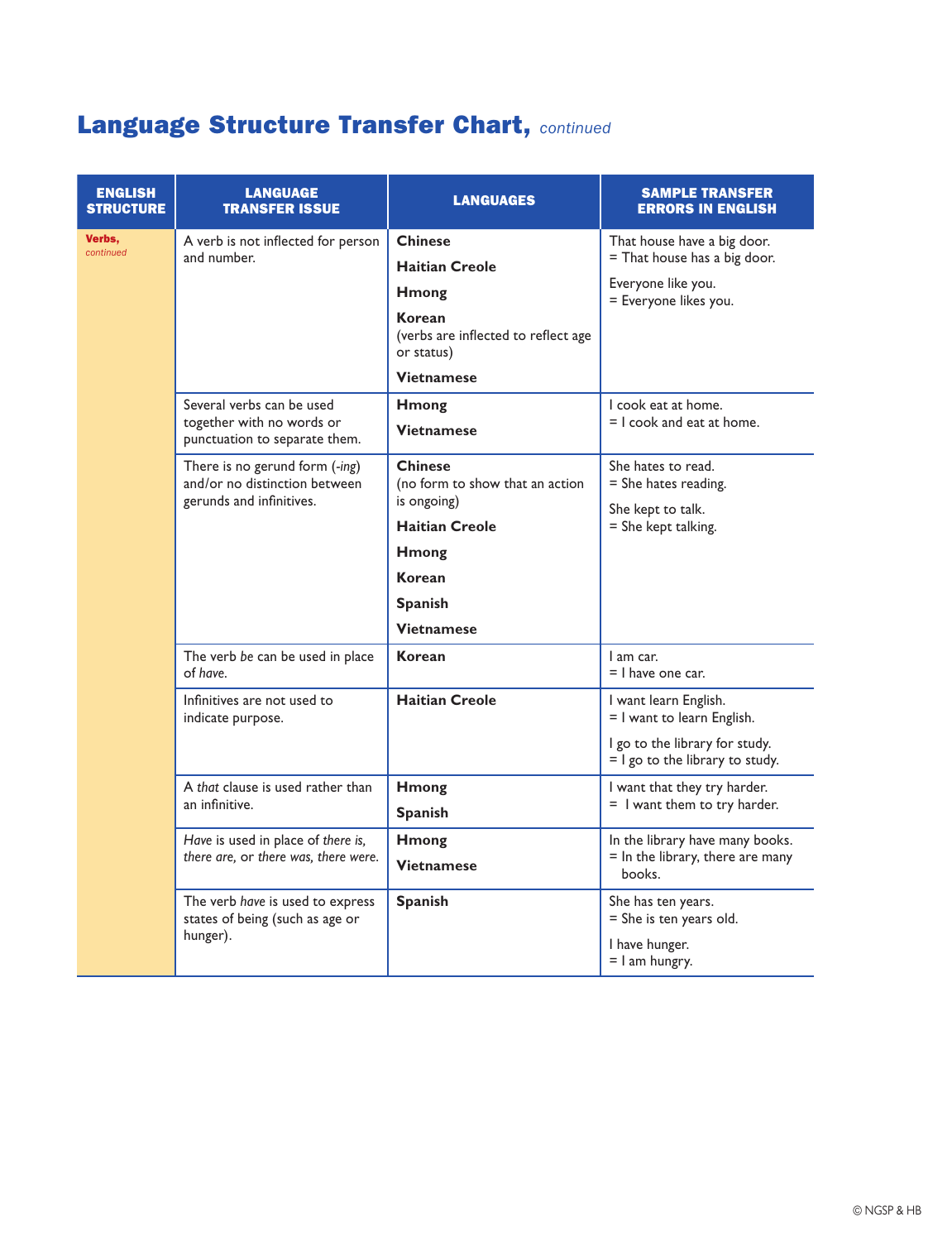# Language Structure Transfer Chart, *continued*

| ENGLISH STRUCTURE | LANGUAGE TRANSFER ISSUE | LANGUAGES | SAMPLE TRANSFER ERRORS IN ENGLISH |
|---|---|---|---|
| **Verbs,** *continued* | A verb is not inflected for person and number. | **Chinese**<br>**Haitian Creole**<br>**Hmong**<br>**Korean** (verbs are inflected to reflect age or status)<br>**Vietnamese** | That house have a big door.<br>= That house has a big door.<br>Everyone like you.<br>= Everyone likes you. |
| | Several verbs can be used together with no words or punctuation to separate them. | **Hmong**<br>**Vietnamese** | I cook eat at home.<br>= I cook and eat at home. |
| | There is no gerund form (*-ing*) and/or no distinction between gerunds and infinitives. | **Chinese** (no form to show that an action is ongoing)<br>**Haitian Creole**<br>**Hmong**<br>**Korean**<br>**Spanish**<br>**Vietnamese** | She hates to read.<br>= She hates reading.<br>She kept to talk.<br>= She kept talking. |
| | The verb *be* can be used in place of *have*. | **Korean** | I am car.<br>= I have one car. |
| | Infinitives are not used to indicate purpose. | **Haitian Creole** | I want learn English.<br>= I want to learn English.<br>I go to the library for study.<br>= I go to the library to study. |
| | A *that* clause is used rather than an infinitive. | **Hmong**<br>**Spanish** | I want that they try harder.<br>= I want them to try harder. |
| | *Have* is used in place of *there is, there are,* or *there was, there were.* | **Hmong**<br>**Vietnamese** | In the library have many books.<br>= In the library, there are many books. |
| | The verb *have* is used to express states of being (such as age or hunger). | **Spanish** | She has ten years.<br>= She is ten years old.<br>I have hunger.<br>= I am hungry. |

© NGSP & HB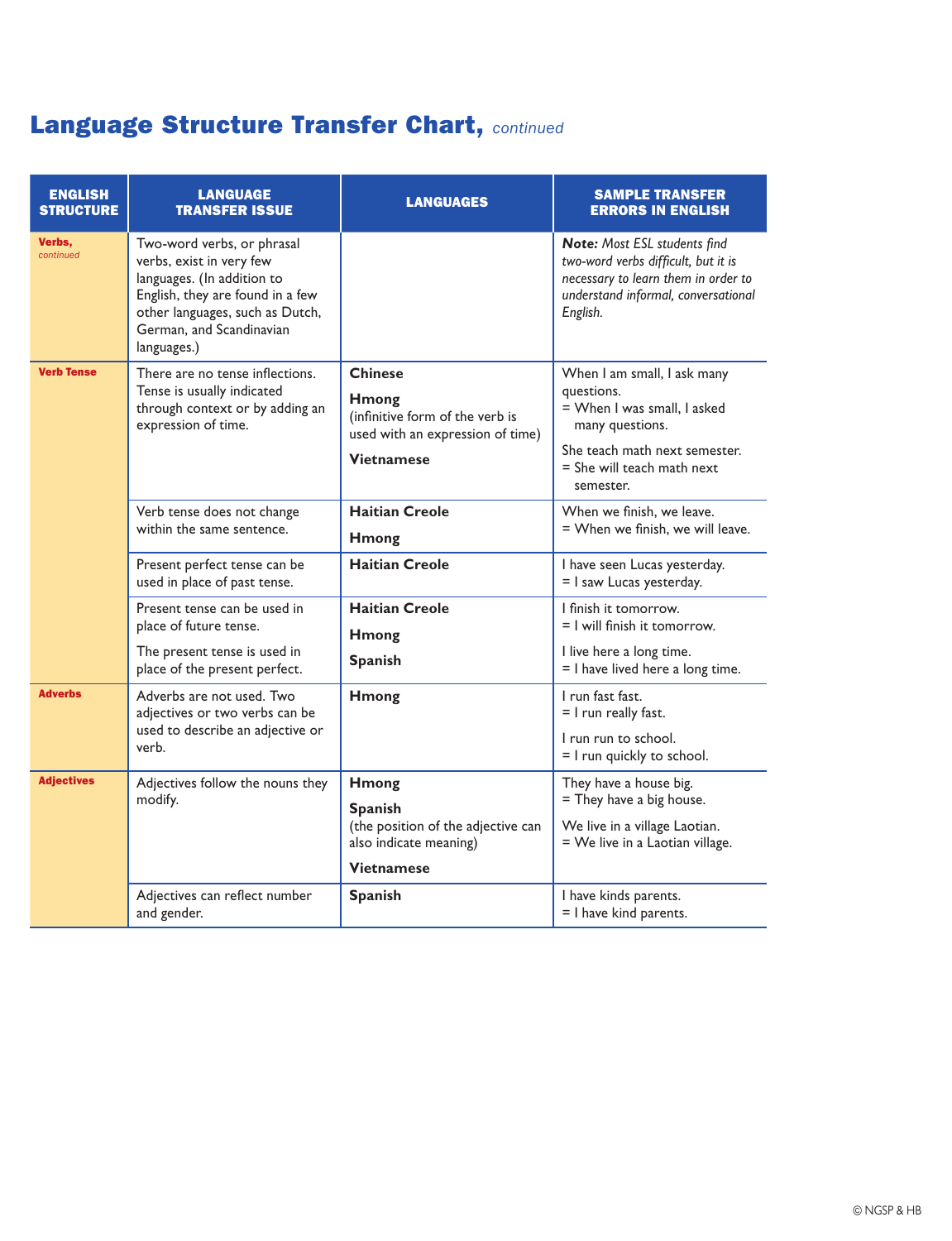## Language Structure Transfer Chart, *continued*

| ENGLISH STRUCTURE | LANGUAGE TRANSFER ISSUE | LANGUAGES | SAMPLE TRANSFER ERRORS IN ENGLISH |
|---|---|---|---|
| **Verbs,** *continued* | Two-word verbs, or phrasal verbs, exist in very few languages. (In addition to English, they are found in a few other languages, such as Dutch, German, and Scandinavian languages.) | | ***Note:*** *Most ESL students find two-word verbs difficult, but it is necessary to learn them in order to understand informal, conversational English.* |
| **Verb Tense** | There are no tense inflections. Tense is usually indicated through context or by adding an expression of time. | **Chinese**<br>**Hmong**<br>(infinitive form of the verb is used with an expression of time)<br>**Vietnamese** | When I am small, I ask many questions.<br>= When I was small, I asked many questions.<br>She teach math next semester.<br>= She will teach math next semester. |
| | Verb tense does not change within the same sentence. | **Haitian Creole**<br>**Hmong** | When we finish, we leave.<br>= When we finish, we will leave. |
| | Present perfect tense can be used in place of past tense. | **Haitian Creole** | I have seen Lucas yesterday.<br>= I saw Lucas yesterday. |
| | Present tense can be used in place of future tense.<br>The present tense is used in place of the present perfect. | **Haitian Creole**<br>**Hmong**<br>**Spanish** | I finish it tomorrow.<br>= I will finish it tomorrow.<br>I live here a long time.<br>= I have lived here a long time. |
| **Adverbs** | Adverbs are not used. Two adjectives or two verbs can be used to describe an adjective or verb. | **Hmong** | I run fast fast.<br>= I run really fast.<br>I run run to school.<br>= I run quickly to school. |
| **Adjectives** | Adjectives follow the nouns they modify. | **Hmong**<br>**Spanish**<br>(the position of the adjective can also indicate meaning)<br>**Vietnamese** | They have a house big.<br>= They have a big house.<br>We live in a village Laotian.<br>= We live in a Laotian village. |
| | Adjectives can reflect number and gender. | **Spanish** | I have kinds parents.<br>= I have kind parents. |

© NGSP & HB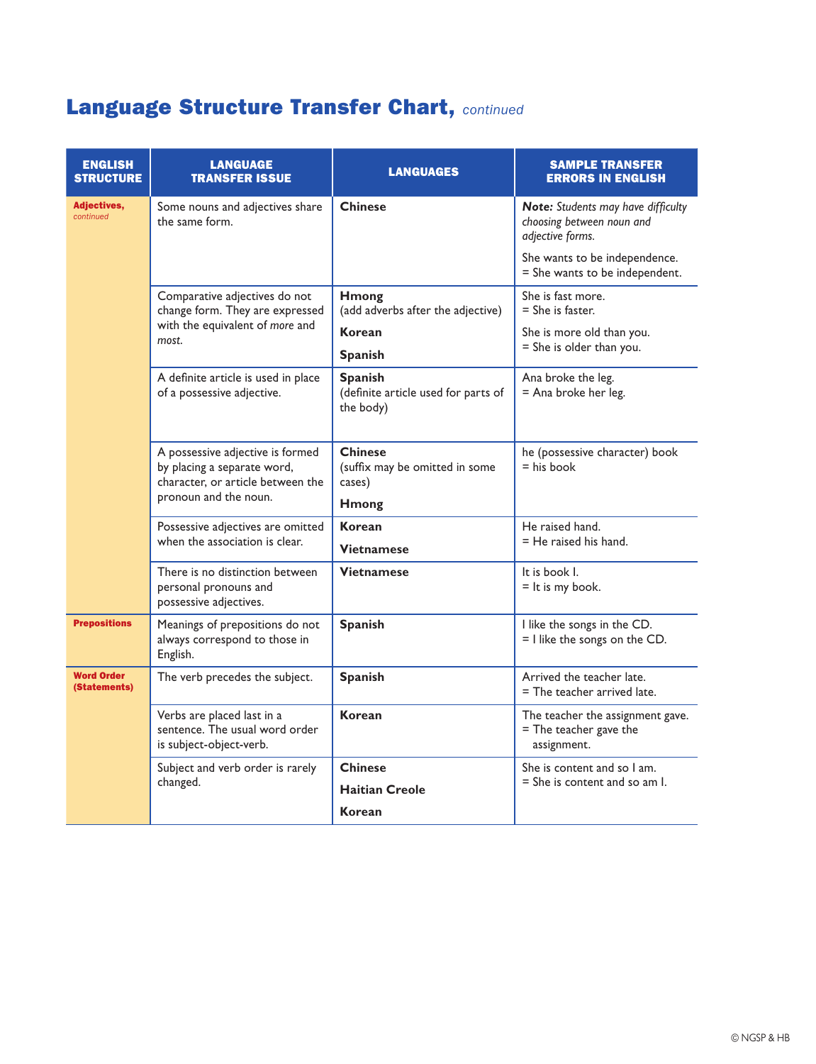## Language Structure Transfer Chart, *continued*

| ENGLISH STRUCTURE | LANGUAGE TRANSFER ISSUE | LANGUAGES | SAMPLE TRANSFER ERRORS IN ENGLISH |
|---|---|---|---|
| **Adjectives,** *continued* | Some nouns and adjectives share the same form. | **Chinese** | ***Note:*** *Students may have difficulty choosing between noun and adjective forms.*<br><br>She wants to be independence.<br>= She wants to be independent. |
| | Comparative adjectives do not change form. They are expressed with the equivalent of *more* and *most*. | **Hmong**<br>(add adverbs after the adjective)<br><br>**Korean**<br><br>**Spanish** | She is fast more.<br>= She is faster.<br><br>She is more old than you.<br>= She is older than you. |
| | A definite article is used in place of a possessive adjective. | **Spanish**<br>(definite article used for parts of the body) | Ana broke the leg.<br>= Ana broke her leg. |
| | A possessive adjective is formed by placing a separate word, character, or article between the pronoun and the noun. | **Chinese**<br>(suffix may be omitted in some cases)<br><br>**Hmong** | he (possessive character) book<br>= his book |
| | Possessive adjectives are omitted when the association is clear. | **Korean**<br><br>**Vietnamese** | He raised hand.<br>= He raised his hand. |
| | There is no distinction between personal pronouns and possessive adjectives. | **Vietnamese** | It is book I.<br>= It is my book. |
| **Prepositions** | Meanings of prepositions do not always correspond to those in English. | **Spanish** | I like the songs in the CD.<br>= I like the songs on the CD. |
| **Word Order (Statements)** | The verb precedes the subject. | **Spanish** | Arrived the teacher late.<br>= The teacher arrived late. |
| | Verbs are placed last in a sentence. The usual word order is subject-object-verb. | **Korean** | The teacher the assignment gave.<br>= The teacher gave the assignment. |
| | Subject and verb order is rarely changed. | **Chinese**<br><br>**Haitian Creole**<br><br>**Korean** | She is content and so I am.<br>= She is content and so am I. |

© NGSP & HB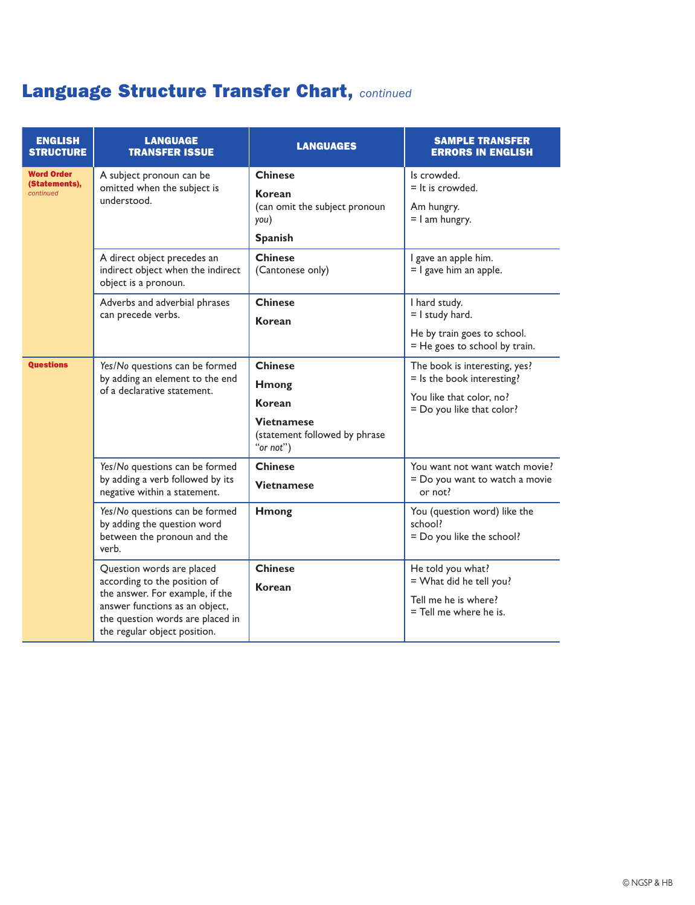# Language Structure Transfer Chart, *continued*

| ENGLISH STRUCTURE | LANGUAGE TRANSFER ISSUE | LANGUAGES | SAMPLE TRANSFER ERRORS IN ENGLISH |
|---|---|---|---|
| **Word Order (Statements),** *continued* | A subject pronoun can be omitted when the subject is understood. | **Chinese**<br>**Korean**<br>(can omit the subject pronoun *you*)<br>**Spanish** | Is crowded.<br>= It is crowded.<br>Am hungry.<br>= I am hungry. |
| | A direct object precedes an indirect object when the indirect object is a pronoun. | **Chinese**<br>(Cantonese only) | I gave an apple him.<br>= I gave him an apple. |
| | Adverbs and adverbial phrases can precede verbs. | **Chinese**<br>**Korean** | I hard study.<br>= I study hard.<br>He by train goes to school.<br>= He goes to school by train. |
| **Questions** | *Yes/No* questions can be formed by adding an element to the end of a declarative statement. | **Chinese**<br>**Hmong**<br>**Korean**<br>**Vietnamese**<br>(statement followed by phrase "*or not*") | The book is interesting, yes?<br>= Is the book interesting?<br>You like that color, no?<br>= Do you like that color? |
| | *Yes/No* questions can be formed by adding a verb followed by its negative within a statement. | **Chinese**<br>**Vietnamese** | You want not want watch movie?<br>= Do you want to watch a movie or not? |
| | *Yes/No* questions can be formed by adding the question word between the pronoun and the verb. | **Hmong** | You (question word) like the school?<br>= Do you like the school? |
| | Question words are placed according to the position of the answer. For example, if the answer functions as an object, the question words are placed in the regular object position. | **Chinese**<br>**Korean** | He told you what?<br>= What did he tell you?<br>Tell me he is where?<br>= Tell me where he is. |

© NGSP & HB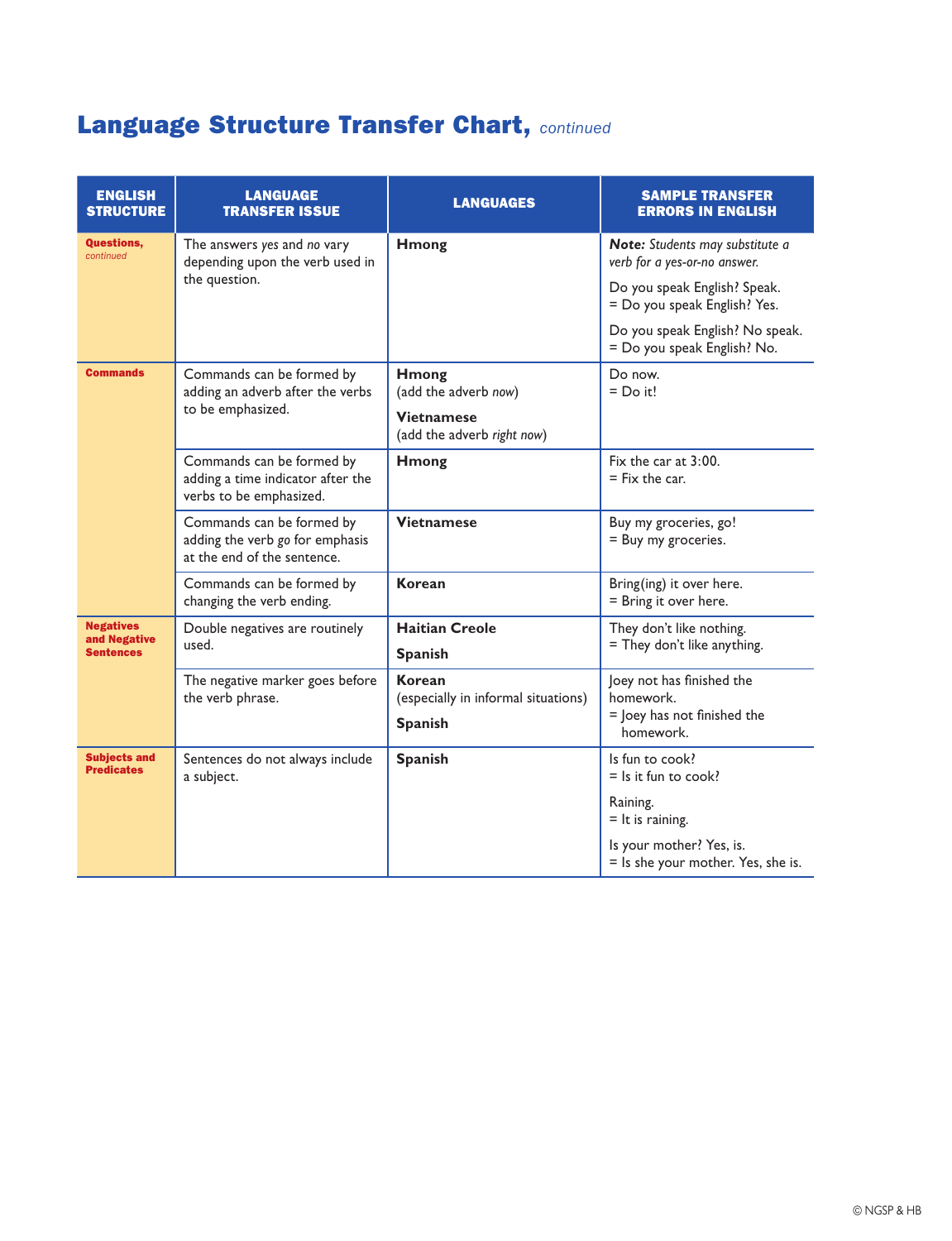## Language Structure Transfer Chart, *continued*

| ENGLISH STRUCTURE | LANGUAGE TRANSFER ISSUE | LANGUAGES | SAMPLE TRANSFER ERRORS IN ENGLISH |
|---|---|---|---|
| **Questions,** *continued* | The answers *yes* and *no* vary depending upon the verb used in the question. | **Hmong** | ***Note:*** *Students may substitute a verb for a yes-or-no answer.*<br>Do you speak English? Speak.<br>= Do you speak English? Yes.<br>Do you speak English? No speak.<br>= Do you speak English? No. |
| **Commands** | Commands can be formed by adding an adverb after the verbs to be emphasized. | **Hmong**<br>(add the adverb *now*)<br>**Vietnamese**<br>(add the adverb *right now*) | Do now.<br>= Do it! |
| | Commands can be formed by adding a time indicator after the verbs to be emphasized. | **Hmong** | Fix the car at 3:00.<br>= Fix the car. |
| | Commands can be formed by adding the verb *go* for emphasis at the end of the sentence. | **Vietnamese** | Buy my groceries, go!<br>= Buy my groceries. |
| | Commands can be formed by changing the verb ending. | **Korean** | Bring(ing) it over here.<br>= Bring it over here. |
| **Negatives and Negative Sentences** | Double negatives are routinely used. | **Haitian Creole**<br>**Spanish** | They don't like nothing.<br>= They don't like anything. |
| | The negative marker goes before the verb phrase. | **Korean**<br>(especially in informal situations)<br>**Spanish** | Joey not has finished the homework.<br>= Joey has not finished the homework. |
| **Subjects and Predicates** | Sentences do not always include a subject. | **Spanish** | Is fun to cook?<br>= Is it fun to cook?<br>Raining.<br>= It is raining.<br>Is your mother? Yes, is.<br>= Is she your mother. Yes, she is. |

© NGSP & HB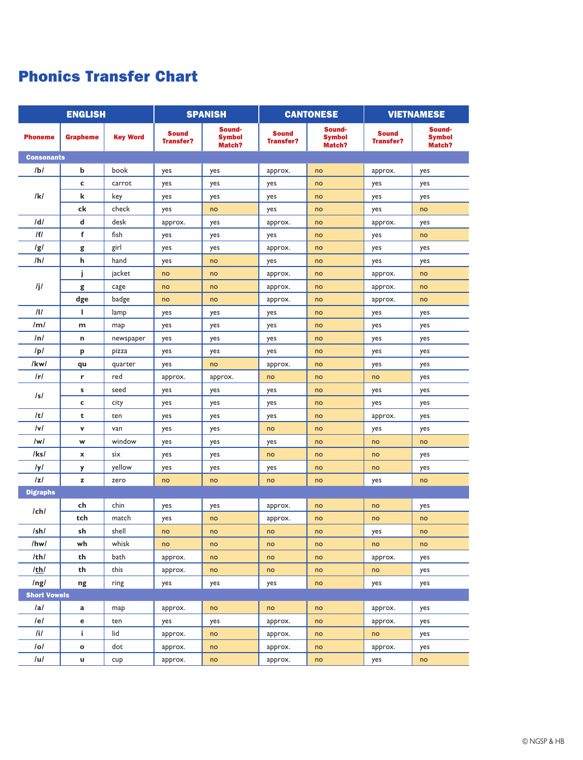# Phonics Transfer Chart

| ENGLISH | | | SPANISH | | CANTONESE | | VIETNAMESE | |
|---|---|---|---|---|---|---|---|---|
| **Phoneme** | **Grapheme** | **Key Word** | **Sound Transfer?** | **Sound-Symbol Match?** | **Sound Transfer?** | **Sound-Symbol Match?** | **Sound Transfer?** | **Sound-Symbol Match?** |
| **Consonants** | | | | | | | | |
| /b/ | b | book | yes | yes | approx. | no | approx. | yes |
| /k/ | c | carrot | yes | yes | yes | no | yes | yes |
| | k | key | yes | yes | yes | no | yes | yes |
| | ck | check | yes | no | yes | no | yes | no |
| /d/ | d | desk | approx. | yes | approx. | no | approx. | yes |
| /f/ | f | fish | yes | yes | yes | no | yes | no |
| /g/ | g | girl | yes | yes | approx. | no | yes | yes |
| /h/ | h | hand | yes | no | yes | no | yes | yes |
| /j/ | j | jacket | no | no | approx. | no | approx. | no |
| | g | cage | no | no | approx. | no | approx. | no |
| | dge | badge | no | no | approx. | no | approx. | no |
| /l/ | l | lamp | yes | yes | yes | no | yes | yes |
| /m/ | m | map | yes | yes | yes | no | yes | yes |
| /n/ | n | newspaper | yes | yes | yes | no | yes | yes |
| /p/ | p | pizza | yes | yes | yes | no | yes | yes |
| /kw/ | qu | quarter | yes | no | approx. | no | yes | yes |
| /r/ | r | red | approx. | approx. | no | no | no | yes |
| /s/ | s | seed | yes | yes | yes | no | yes | yes |
| | c | city | yes | yes | yes | no | yes | yes |
| /t/ | t | ten | yes | yes | yes | no | approx. | yes |
| /v/ | v | van | yes | yes | no | no | yes | yes |
| /w/ | w | window | yes | yes | yes | no | no | no |
| /ks/ | x | six | yes | yes | no | no | no | yes |
| /y/ | y | yellow | yes | yes | yes | no | no | yes |
| /z/ | z | zero | no | no | no | no | yes | no |
| **Digraphs** | | | | | | | | |
| /ch/ | ch | chin | yes | yes | approx. | no | no | yes |
| | tch | match | yes | no | approx. | no | no | no |
| /sh/ | sh | shell | no | no | no | no | yes | no |
| /hw/ | wh | whisk | no | no | no | no | no | no |
| /th/ | th | bath | approx. | no | no | no | approx. | yes |
| /th/ (underlined) | th | this | approx. | no | no | no | no | yes |
| /ng/ | ng | ring | yes | yes | yes | no | yes | yes |
| **Short Vowels** | | | | | | | | |
| /a/ | a | map | approx. | no | no | no | approx. | yes |
| /e/ | e | ten | yes | yes | approx. | no | approx. | yes |
| /i/ | i | lid | approx. | no | approx. | no | no | yes |
| /o/ | o | dot | approx. | no | approx. | no | approx. | yes |
| /u/ | u | cup | approx. | no | approx. | no | yes | no |

© NGSP & HB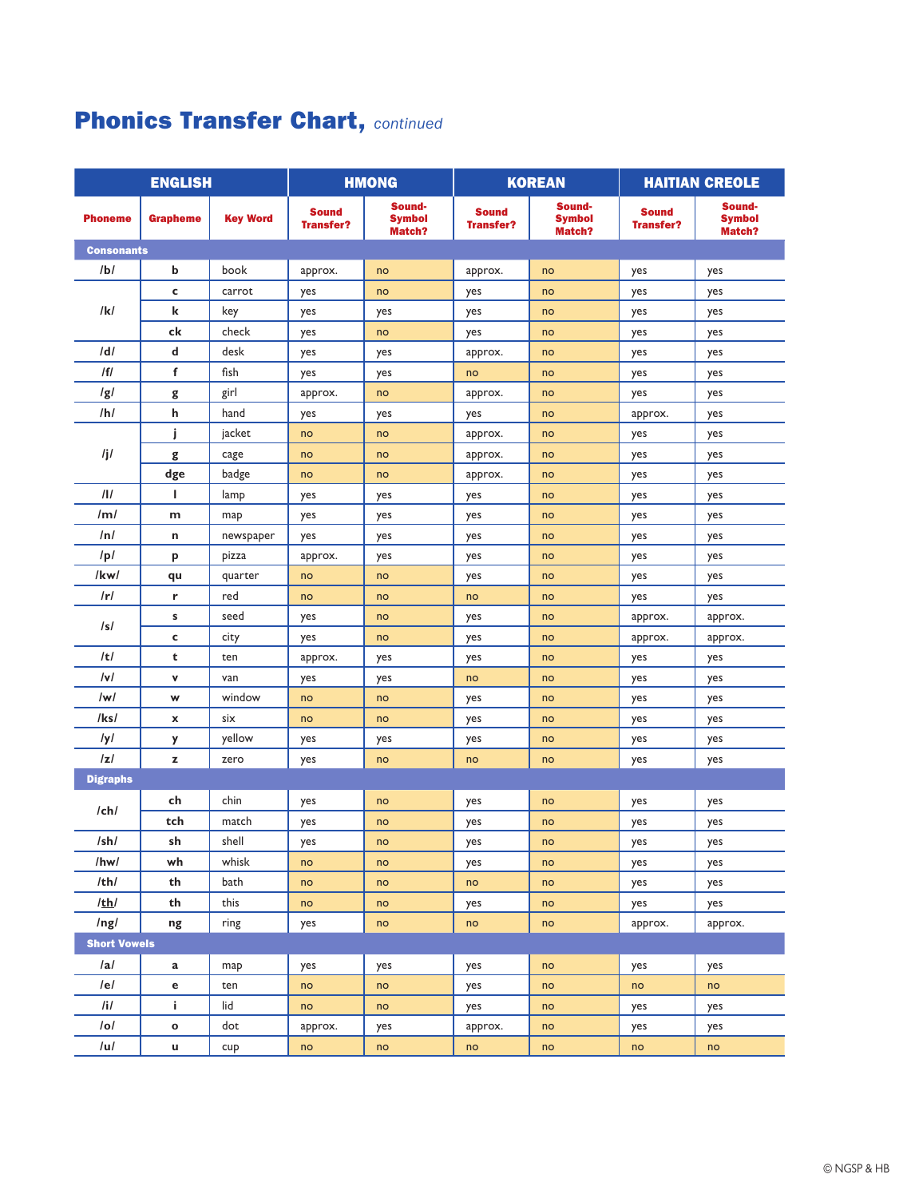# Phonics Transfer Chart, *continued*

| ENGLISH | | | HMONG | | KOREAN | | HAITIAN CREOLE | |
|---|---|---|---|---|---|---|---|---|
| Phoneme | Grapheme | Key Word | Sound Transfer? | Sound-Symbol Match? | Sound Transfer? | Sound-Symbol Match? | Sound Transfer? | Sound-Symbol Match? |
| **Consonants** | | | | | | | | |
| /b/ | b | book | approx. | no | approx. | no | yes | yes |
| /k/ | c | carrot | yes | no | yes | no | yes | yes |
| | k | key | yes | yes | yes | no | yes | yes |
| | ck | check | yes | no | yes | no | yes | yes |
| /d/ | d | desk | yes | yes | approx. | no | yes | yes |
| /f/ | f | fish | yes | yes | no | no | yes | yes |
| /g/ | g | girl | approx. | no | approx. | no | yes | yes |
| /h/ | h | hand | yes | yes | yes | no | approx. | yes |
| /j/ | j | jacket | no | no | approx. | no | yes | yes |
| | g | cage | no | no | approx. | no | yes | yes |
| | dge | badge | no | no | approx. | no | yes | yes |
| /l/ | l | lamp | yes | yes | yes | no | yes | yes |
| /m/ | m | map | yes | yes | yes | no | yes | yes |
| /n/ | n | newspaper | yes | yes | yes | no | yes | yes |
| /p/ | p | pizza | approx. | yes | yes | no | yes | yes |
| /kw/ | qu | quarter | no | no | yes | no | yes | yes |
| /r/ | r | red | no | no | no | no | yes | yes |
| /s/ | s | seed | yes | no | yes | no | approx. | approx. |
| | c | city | yes | no | yes | no | approx. | approx. |
| /t/ | t | ten | approx. | yes | yes | no | yes | yes |
| /v/ | v | van | yes | yes | no | no | yes | yes |
| /w/ | w | window | no | no | yes | no | yes | yes |
| /ks/ | x | six | no | no | yes | no | yes | yes |
| /y/ | y | yellow | yes | yes | yes | no | yes | yes |
| /z/ | z | zero | yes | no | no | no | yes | yes |
| **Digraphs** | | | | | | | | |
| /ch/ | ch | chin | yes | no | yes | no | yes | yes |
| | tch | match | yes | no | yes | no | yes | yes |
| /sh/ | sh | shell | yes | no | yes | no | yes | yes |
| /hw/ | wh | whisk | no | no | yes | no | yes | yes |
| /th/ | th | bath | no | no | no | no | yes | yes |
| /th/ | th | this | no | no | yes | no | yes | yes |
| /ng/ | ng | ring | yes | no | no | no | approx. | approx. |
| **Short Vowels** | | | | | | | | |
| /a/ | a | map | yes | yes | yes | no | yes | yes |
| /e/ | e | ten | no | no | yes | no | no | no |
| /i/ | i | lid | no | no | yes | no | yes | yes |
| /o/ | o | dot | approx. | yes | approx. | no | yes | yes |
| /u/ | u | cup | no | no | no | no | no | no |

© NGSP & HB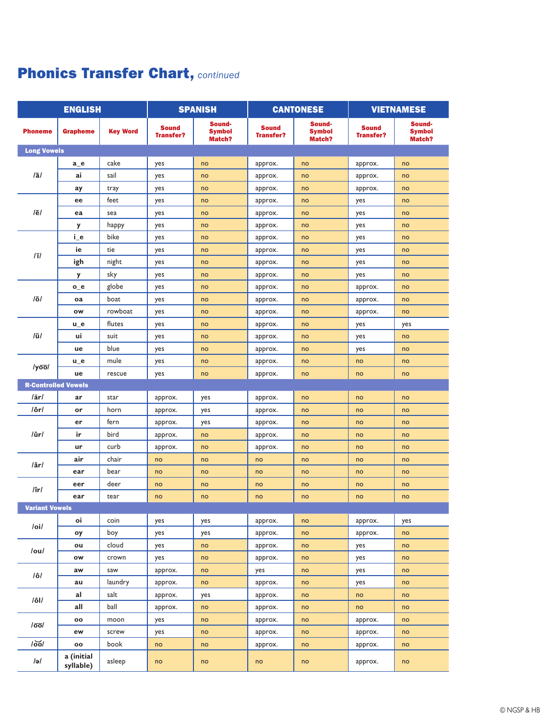# Phonics Transfer Chart, *continued*

| ENGLISH | | | SPANISH | | CANTONESE | | VIETNAMESE | |
|---|---|---|---|---|---|---|---|---|
| **Phoneme** | **Grapheme** | **Key Word** | **Sound Transfer?** | **Sound-Symbol Match?** | **Sound Transfer?** | **Sound-Symbol Match?** | **Sound Transfer?** | **Sound-Symbol Match?** |
| **Long Vowels** | | | | | | | | |
| /ā/ | a_e | cake | yes | no | approx. | no | approx. | no |
| | ai | sail | yes | no | approx. | no | approx. | no |
| | ay | tray | yes | no | approx. | no | approx. | no |
| /ē/ | ee | feet | yes | no | approx. | no | yes | no |
| | ea | sea | yes | no | approx. | no | yes | no |
| | y | happy | yes | no | approx. | no | yes | no |
| /ī/ | i_e | bike | yes | no | approx. | no | yes | no |
| | ie | tie | yes | no | approx. | no | yes | no |
| | igh | night | yes | no | approx. | no | yes | no |
| | y | sky | yes | no | approx. | no | yes | no |
| /ō/ | o_e | globe | yes | no | approx. | no | approx. | no |
| | oa | boat | yes | no | approx. | no | approx. | no |
| | ow | rowboat | yes | no | approx. | no | approx. | no |
| /ū/ | u_e | flutes | yes | no | approx. | no | yes | yes |
| | ui | suit | yes | no | approx. | no | yes | no |
| | ue | blue | yes | no | approx. | no | yes | no |
| /yo͞o/ | u_e | mule | yes | no | approx. | no | no | no |
| | ue | rescue | yes | no | approx. | no | no | no |
| **R-Controlled Vowels** | | | | | | | | |
| /är/ | ar | star | approx. | yes | approx. | no | no | no |
| /ôr/ | or | horn | approx. | yes | approx. | no | no | no |
| /ûr/ | er | fern | approx. | yes | approx. | no | no | no |
| | ir | bird | approx. | no | approx. | no | no | no |
| | ur | curb | approx. | no | approx. | no | no | no |
| /âr/ | air | chair | no | no | no | no | no | no |
| | ear | bear | no | no | no | no | no | no |
| /îr/ | eer | deer | no | no | no | no | no | no |
| | ear | tear | no | no | no | no | no | no |
| **Variant Vowels** | | | | | | | | |
| /oi/ | oi | coin | yes | yes | approx. | no | approx. | yes |
| | oy | boy | yes | yes | approx. | no | approx. | no |
| /ou/ | ou | cloud | yes | no | approx. | no | yes | no |
| | ow | crown | yes | no | approx. | no | yes | no |
| /ô/ | aw | saw | approx. | no | yes | no | yes | no |
| | au | laundry | approx. | no | approx. | no | yes | no |
| /ôl/ | al | salt | approx. | yes | approx. | no | no | no |
| | all | ball | approx. | no | approx. | no | no | no |
| /o͞o/ | oo | moon | yes | no | approx. | no | approx. | no |
| | ew | screw | yes | no | approx. | no | approx. | no |
| /o͝o/ | oo | book | no | no | approx. | no | approx. | no |
| /ə/ | a (initial syllable) | asleep | no | no | no | no | approx. | no |

© NGSP & HB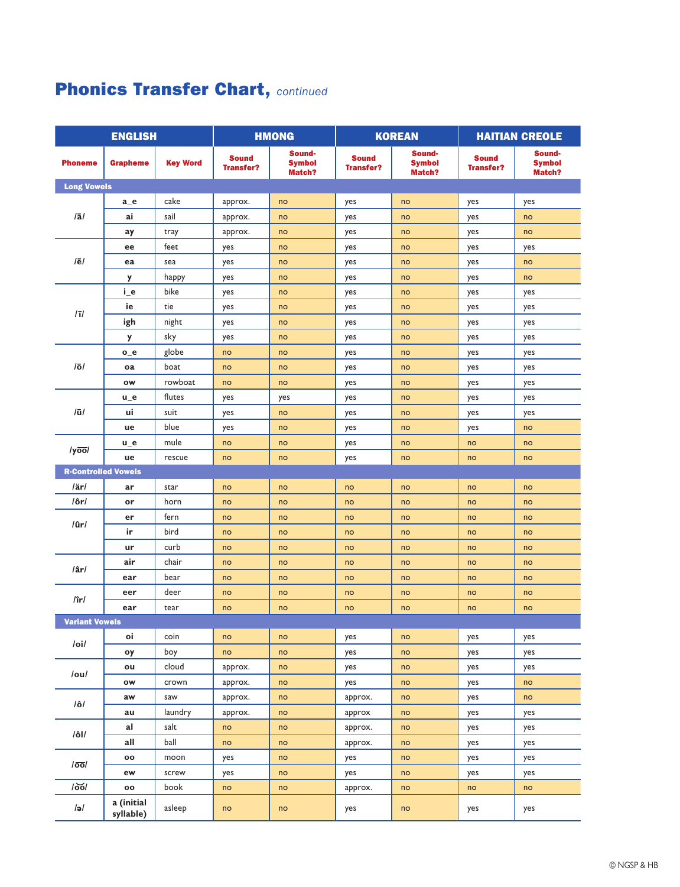# Phonics Transfer Chart, *continued*

| ENGLISH | | | HMONG | | KOREAN | | HAITIAN CREOLE | |
|---|---|---|---|---|---|---|---|---|
| Phoneme | Grapheme | Key Word | Sound Transfer? | Sound-Symbol Match? | Sound Transfer? | Sound-Symbol Match? | Sound Transfer? | Sound-Symbol Match? |
| **Long Vowels** | | | | | | | | |
| /ā/ | a_e | cake | approx. | no | yes | no | yes | yes |
| | ai | sail | approx. | no | yes | no | yes | no |
| | ay | tray | approx. | no | yes | no | yes | no |
| /ē/ | ee | feet | yes | no | yes | no | yes | yes |
| | ea | sea | yes | no | yes | no | yes | no |
| | y | happy | yes | no | yes | no | yes | no |
| /ī/ | i_e | bike | yes | no | yes | no | yes | yes |
| | ie | tie | yes | no | yes | no | yes | yes |
| | igh | night | yes | no | yes | no | yes | yes |
| | y | sky | yes | no | yes | no | yes | yes |
| /ō/ | o_e | globe | no | no | yes | no | yes | yes |
| | oa | boat | no | no | yes | no | yes | yes |
| | ow | rowboat | no | no | yes | no | yes | yes |
| /ū/ | u_e | flutes | yes | yes | yes | no | yes | yes |
| | ui | suit | yes | no | yes | no | yes | yes |
| | ue | blue | yes | no | yes | no | yes | no |
| /yo͞o/ | u_e | mule | no | no | yes | no | no | no |
| | ue | rescue | no | no | yes | no | no | no |
| **R-Controlled Vowels** | | | | | | | | |
| /är/ | ar | star | no | no | no | no | no | no |
| /ôr/ | or | horn | no | no | no | no | no | no |
| /ûr/ | er | fern | no | no | no | no | no | no |
| | ir | bird | no | no | no | no | no | no |
| | ur | curb | no | no | no | no | no | no |
| /âr/ | air | chair | no | no | no | no | no | no |
| | ear | bear | no | no | no | no | no | no |
| /îr/ | eer | deer | no | no | no | no | no | no |
| | ear | tear | no | no | no | no | no | no |
| **Variant Vowels** | | | | | | | | |
| /oi/ | oi | coin | no | no | yes | no | yes | yes |
| | oy | boy | no | no | yes | no | yes | yes |
| /ou/ | ou | cloud | approx. | no | yes | no | yes | yes |
| | ow | crown | approx. | no | yes | no | yes | no |
| /ô/ | aw | saw | approx. | no | approx. | no | yes | no |
| | au | laundry | approx. | no | approx | no | yes | yes |
| /ôl/ | al | salt | no | no | approx. | no | yes | yes |
| | all | ball | no | no | approx. | no | yes | yes |
| /o͞o/ | oo | moon | yes | no | yes | no | yes | yes |
| | ew | screw | yes | no | yes | no | yes | yes |
| /o͝o/ | oo | book | no | no | approx. | no | no | no |
| /ə/ | a (initial syllable) | asleep | no | no | yes | no | yes | yes |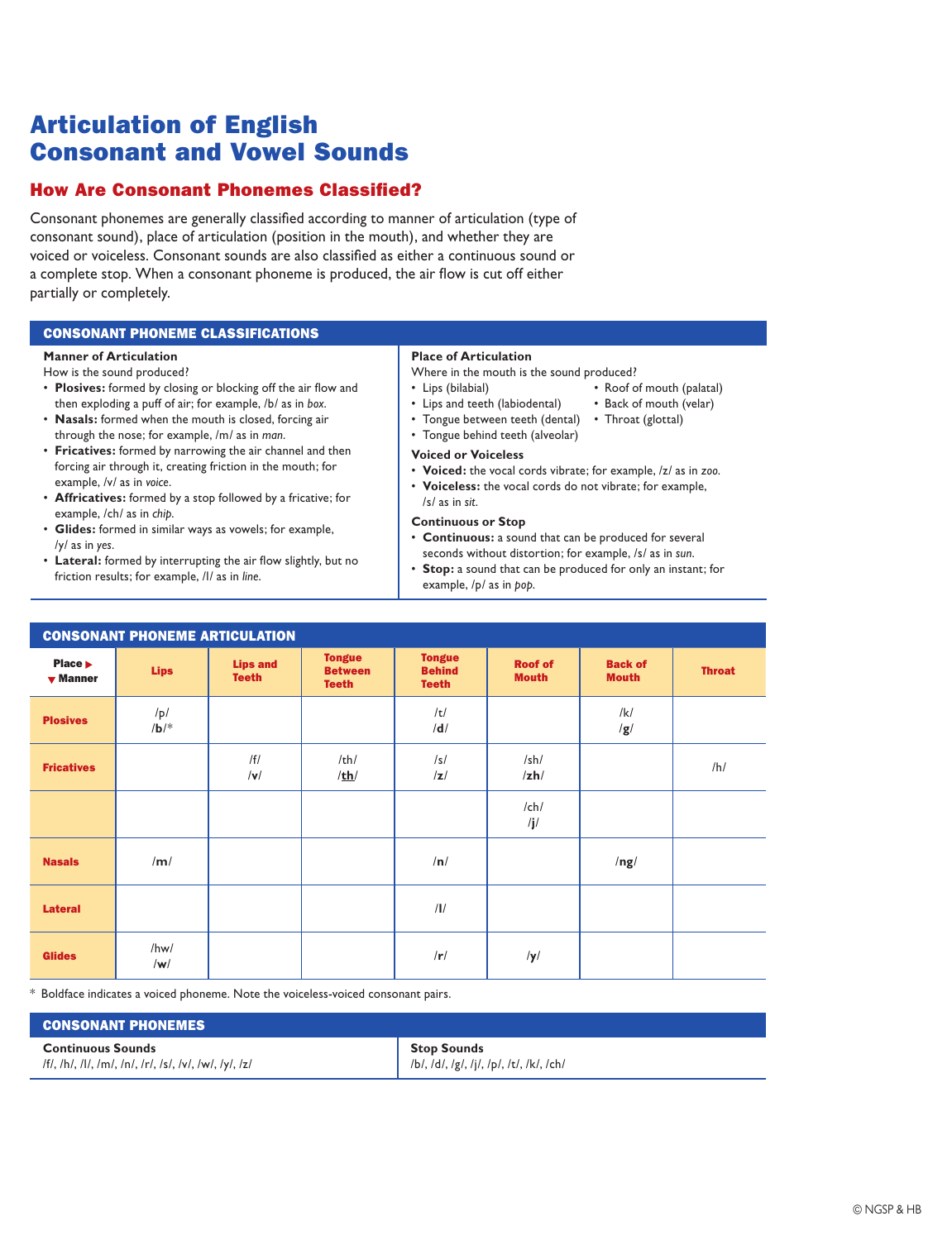# Articulation of English Consonant and Vowel Sounds

## How Are Consonant Phonemes Classified?

Consonant phonemes are generally classified according to manner of articulation (type of consonant sound), place of articulation (position in the mouth), and whether they are voiced or voiceless. Consonant sounds are also classified as either a continuous sound or a complete stop. When a consonant phoneme is produced, the air flow is cut off either partially or completely.

### CONSONANT PHONEME CLASSIFICATIONS

**Manner of Articulation**

How is the sound produced?

- **Plosives:** formed by closing or blocking off the air flow and then exploding a puff of air; for example, /b/ as in *box*.
- **Nasals:** formed when the mouth is closed, forcing air through the nose; for example, /m/ as in *man*.
- **Fricatives:** formed by narrowing the air channel and then forcing air through it, creating friction in the mouth; for example, /v/ as in *voice*.
- **Affricatives:** formed by a stop followed by a fricative; for example, /ch/ as in *chip*.
- **Glides:** formed in similar ways as vowels; for example, /y/ as in *yes*.
- **Lateral:** formed by interrupting the air flow slightly, but no friction results; for example, /l/ as in *line*.

**Place of Articulation**

Where in the mouth is the sound produced?

- Lips (bilabial)
- Lips and teeth (labiodental)
- Tongue between teeth (dental)
- Tongue behind teeth (alveolar)
- Roof of mouth (palatal)
- Back of mouth (velar)
- Throat (glottal)

**Voiced or Voiceless**

- **Voiced:** the vocal cords vibrate; for example, /z/ as in *zoo*.
- **Voiceless:** the vocal cords do not vibrate; for example, /s/ as in *sit*.

**Continuous or Stop**

- **Continuous:** a sound that can be produced for several seconds without distortion; for example, /s/ as in *sun*.
- **Stop:** a sound that can be produced for only an instant; for example, /p/ as in *pop*.

### CONSONANT PHONEME ARTICULATION

| Place ▶ / ▼ Manner | Lips | Lips and Teeth | Tongue Between Teeth | Tongue Behind Teeth | Roof of Mouth | Back of Mouth | Throat |
|---|---|---|---|---|---|---|---|
| **Plosives** | /p/ /**b**/* | | | /t/ /**d**/ | | /k/ /**g**/ | |
| **Fricatives** | | /f/ /**v**/ | /th/ /**<u>th</u>**/ | /s/ /**z**/ | /sh/ /**zh**/ | | /h/ |
| | | | | | /ch/ /**j**/ | | |
| **Nasals** | /**m**/ | | | /**n**/ | | /**ng**/ | |
| **Lateral** | | | | /**l**/ | | | |
| **Glides** | /hw/ /**w**/ | | | /**r**/ | /**y**/ | | |

\* Boldface indicates a voiced phoneme. Note the voiceless-voiced consonant pairs.

### CONSONANT PHONEMES

**Continuous Sounds**

/f/, /h/, /l/, /m/, /n/, /r/, /s/, /v/, /w/, /y/, /z/

**Stop Sounds**

/b/, /d/, /g/, /j/, /p/, /t/, /k/, /ch/

© NGSP & HB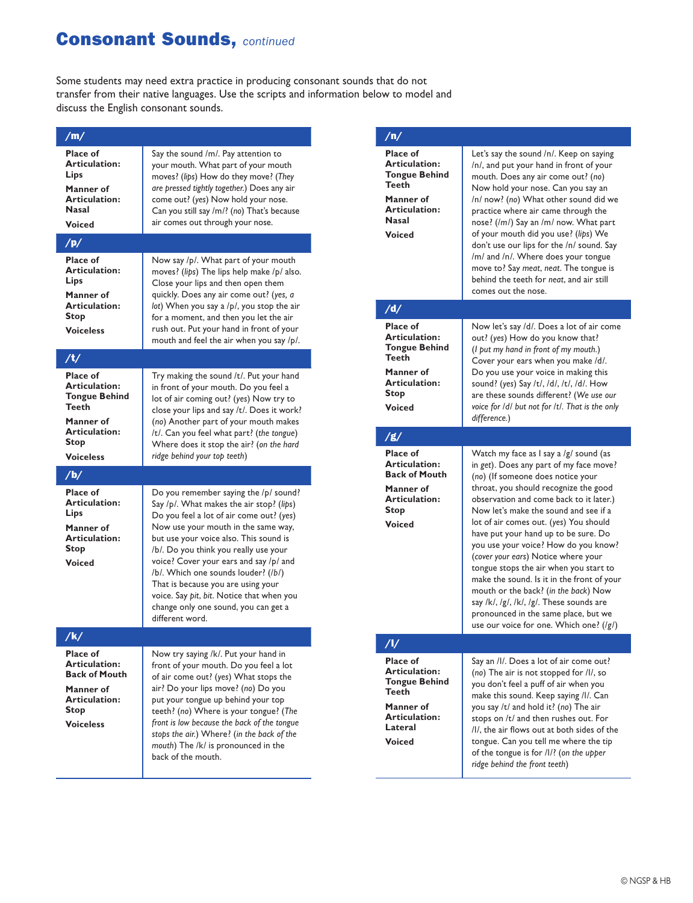# Consonant Sounds, *continued*

Some students may need extra practice in producing consonant sounds that do not transfer from their native languages. Use the scripts and information below to model and discuss the English consonant sounds.

## /m/

**Place of Articulation: Lips**

**Manner of Articulation: Nasal**

**Voiced**

Say the sound /m/. Pay attention to your mouth. What part of your mouth moves? (*lips*) How do they move? (*They are pressed tightly together.*) Does any air come out? (*yes*) Now hold your nose. Can you still say /m/? (*no*) That's because air comes out through your nose.

## /p/

**Place of Articulation: Lips**

**Manner of Articulation: Stop**

**Voiceless**

Now say /p/. What part of your mouth moves? (*lips*) The lips help make /p/ also. Close your lips and then open them quickly. Does any air come out? (*yes, a lot*) When you say a /p/, you stop the air for a moment, and then you let the air rush out. Put your hand in front of your mouth and feel the air when you say /p/.

## /t/

**Place of Articulation: Tongue Behind Teeth**

**Manner of Articulation: Stop**

**Voiceless**

Try making the sound /t/. Put your hand in front of your mouth. Do you feel a lot of air coming out? (*yes*) Now try to close your lips and say /t/. Does it work? (*no*) Another part of your mouth makes /t/. Can you feel what part? (*the tongue*) Where does it stop the air? (*on the hard ridge behind your top teeth*)

## /b/

**Place of Articulation: Lips**

**Manner of Articulation: Stop**

**Voiced**

Do you remember saying the /p/ sound? Say /p/. What makes the air stop? (*lips*) Do you feel a lot of air come out? (*yes*) Now use your mouth in the same way, but use your voice also. This sound is /b/. Do you think you really use your voice? Cover your ears and say /p/ and /b/. Which one sounds louder? (*/b/*) That is because you are using your voice. Say *pit, bit*. Notice that when you change only one sound, you can get a different word.

## /k/

**Place of Articulation: Back of Mouth**

**Manner of Articulation: Stop**

**Voiceless**

Now try saying /k/. Put your hand in front of your mouth. Do you feel a lot of air come out? (*yes*) What stops the air? Do your lips move? (*no*) Do you put your tongue up behind your top teeth? (*no*) Where is your tongue? (*The front is low because the back of the tongue stops the air.*) Where? (*in the back of the mouth*) The /k/ is pronounced in the back of the mouth.

## /n/

**Place of Articulation: Tongue Behind Teeth**

**Manner of Articulation: Nasal**

**Voiced**

Let's say the sound /n/. Keep on saying /n/, and put your hand in front of your mouth. Does any air come out? (*no*) Now hold your nose. Can you say an /n/ now? (*no*) What other sound did we practice where air came through the nose? (*/m/*) Say an /m/ now. What part of your mouth did you use? (*lips*) We don't use our lips for the /n/ sound. Say /m/ and /n/. Where does your tongue move to? Say *meat, neat*. The tongue is behind the teeth for *neat*, and air still comes out the nose.

## /d/

**Place of Articulation: Tongue Behind Teeth**

**Manner of Articulation: Stop**

**Voiced**

Now let's say /d/. Does a lot of air come out? (*yes*) How do you know that? (*I put my hand in front of my mouth.*) Cover your ears when you make /d/. Do you use your voice in making this sound? (*yes*) Say /t/, /d/, /t/, /d/. How are these sounds different? (*We use our voice for /d/ but not for /t/. That is the only difference.*)

## /g/

**Place of Articulation: Back of Mouth**

**Manner of Articulation: Stop**

**Voiced**

Watch my face as I say a /g/ sound (as in *get*). Does any part of my face move? (*no*) (If someone does notice your throat, you should recognize the good observation and come back to it later.) Now let's make the sound and see if a lot of air comes out. (*yes*) You should have put your hand up to be sure. Do you use your voice? How do you know? (*cover your ears*) Notice where your tongue stops the air when you start to make the sound. Is it in the front of your mouth or the back? (*in the back*) Now say /k/, /g/, /k/, /g/. These sounds are pronounced in the same place, but we use our voice for one. Which one? (*/g/*)

## /l/

**Place of Articulation: Tongue Behind Teeth**

**Manner of Articulation: Lateral**

**Voiced**

Say an /l/. Does a lot of air come out? (*no*) The air is not stopped for /l/, so you don't feel a puff of air when you make this sound. Keep saying /l/. Can you say /t/ and hold it? (*no*) The air stops on /t/ and then rushes out. For /l/, the air flows out at both sides of the tongue. Can you tell me where the tip of the tongue is for /l/? (*on the upper ridge behind the front teeth*)

© NGSP & HB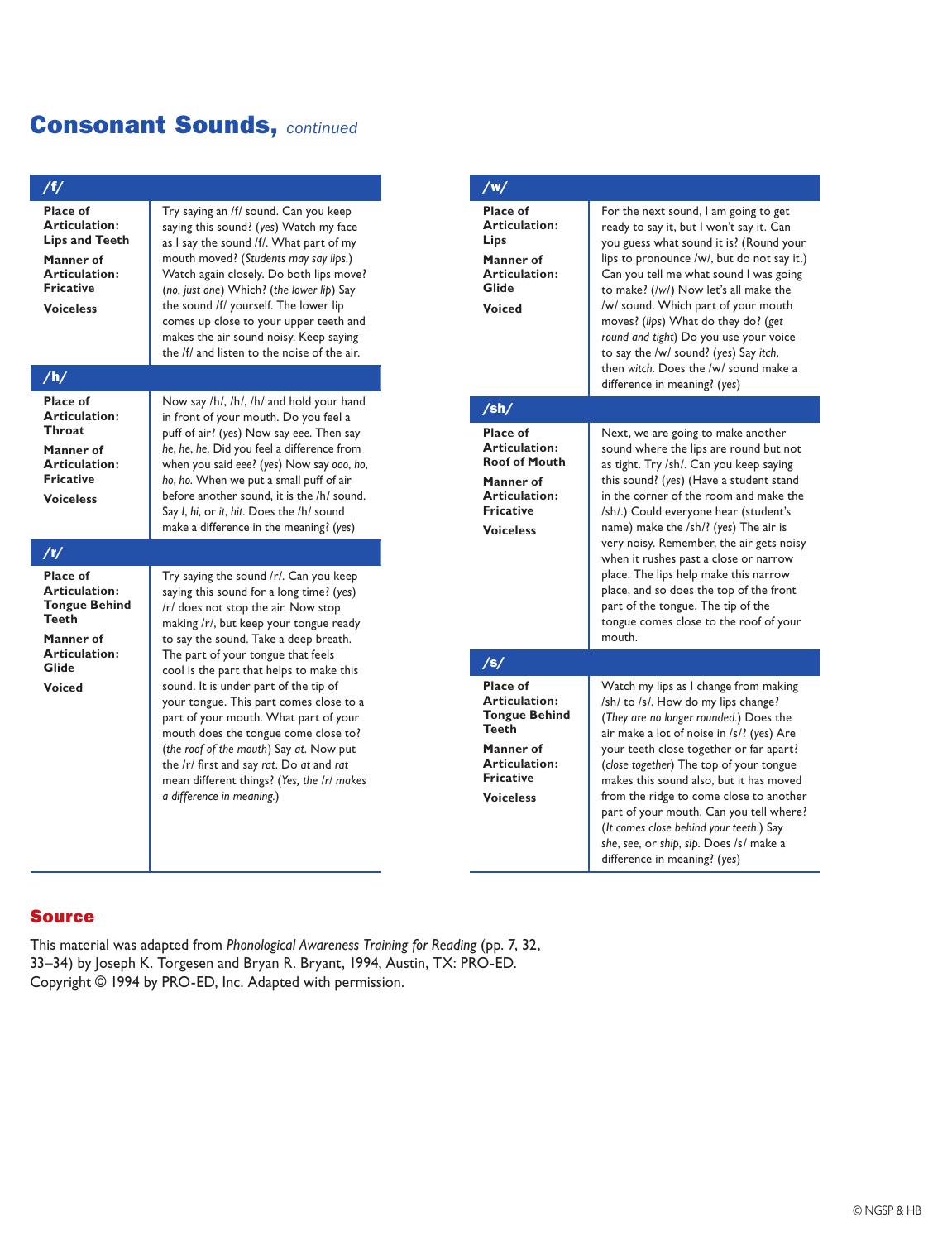# Consonant Sounds, *continued*

## /f/

**Place of Articulation: Lips and Teeth**

**Manner of Articulation: Fricative**

**Voiceless**

Try saying an /f/ sound. Can you keep saying this sound? *(yes)* Watch my face as I say the sound /f/. What part of my mouth moved? *(Students may say lips.)* Watch again closely. Do both lips move? *(no, just one)* Which? *(the lower lip)* Say the sound /f/ yourself. The lower lip comes up close to your upper teeth and makes the air sound noisy. Keep saying the /f/ and listen to the noise of the air.

## /h/

**Place of Articulation: Throat**

**Manner of Articulation: Fricative**

**Voiceless**

Now say /h/, /h/, /h/ and hold your hand in front of your mouth. Do you feel a puff of air? *(yes)* Now say *eee*. Then say *he, he, he*. Did you feel a difference from when you said *eee*? *(yes)* Now say *ooo, ho, ho, ho*. When we put a small puff of air before another sound, it is the /h/ sound. Say *I, hi*, or *it, hit*. Does the /h/ sound make a difference in the meaning? *(yes)*

## /r/

**Place of Articulation: Tongue Behind Teeth**

**Manner of Articulation: Glide**

**Voiced**

Try saying the sound /r/. Can you keep saying this sound for a long time? *(yes)* /r/ does not stop the air. Now stop making /r/, but keep your tongue ready to say the sound. Take a deep breath. The part of your tongue that feels cool is the part that helps to make this sound. It is under part of the tip of your tongue. This part comes close to a part of your mouth. What part of your mouth does the tongue come close to? *(the roof of the mouth)* Say *at*. Now put the /r/ first and say *rat*. Do *at* and *rat* mean different things? *(Yes, the /r/ makes a difference in meaning.)*

## /w/

**Place of Articulation: Lips**

**Manner of Articulation: Glide**

**Voiced**

For the next sound, I am going to get ready to say it, but I won't say it. Can you guess what sound it is? (Round your lips to pronounce /w/, but do not say it.) Can you tell me what sound I was going to make? *(/w/)* Now let's all make the /w/ sound. Which part of your mouth moves? *(lips)* What do they do? *(get round and tight)* Do you use your voice to say the /w/ sound? *(yes)* Say *itch*, then *witch*. Does the /w/ sound make a difference in meaning? *(yes)*

## /sh/

**Place of Articulation: Roof of Mouth**

**Manner of Articulation: Fricative**

**Voiceless**

Next, we are going to make another sound where the lips are round but not as tight. Try /sh/. Can you keep saying this sound? *(yes)* (Have a student stand in the corner of the room and make the /sh/.) Could everyone hear (student's name) make the /sh/? *(yes)* The air is very noisy. Remember, the air gets noisy when it rushes past a close or narrow place. The lips help make this narrow place, and so does the top of the front part of the tongue. The tip of the tongue comes close to the roof of your mouth.

## /s/

**Place of Articulation: Tongue Behind Teeth**

**Manner of Articulation: Fricative**

**Voiceless**

Watch my lips as I change from making /sh/ to /s/. How do my lips change? *(They are no longer rounded.)* Does the air make a lot of noise in /s/? *(yes)* Are your teeth close together or far apart? *(close together)* The top of your tongue makes this sound also, but it has moved from the ridge to come close to another part of your mouth. Can you tell where? *(It comes close behind your teeth.)* Say *she, see*, or *ship, sip*. Does /s/ make a difference in meaning? *(yes)*

## Source

This material was adapted from *Phonological Awareness Training for Reading* (pp. 7, 32, 33–34) by Joseph K. Torgesen and Bryan R. Bryant, 1994, Austin, TX: PRO-ED. Copyright © 1994 by PRO-ED, Inc. Adapted with permission.

© NGSP & HB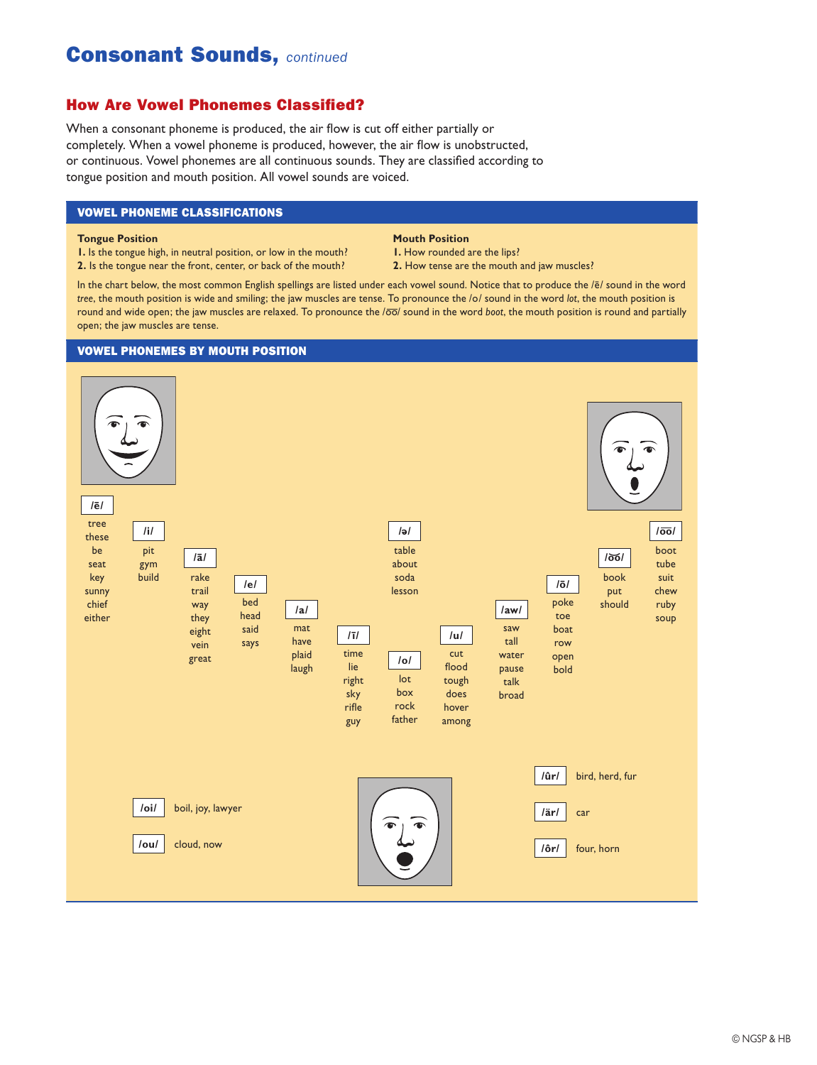# Consonant Sounds, *continued*

## How Are Vowel Phonemes Classified?

When a consonant phoneme is produced, the air flow is cut off either partially or completely. When a vowel phoneme is produced, however, the air flow is unobstructed, or continuous. Vowel phonemes are all continuous sounds. They are classified according to tongue position and mouth position. All vowel sounds are voiced.

### VOWEL PHONEME CLASSIFICATIONS

**Tongue Position**

1. Is the tongue high, in neutral position, or low in the mouth?
2. Is the tongue near the front, center, or back of the mouth?

**Mouth Position**

1. How rounded are the lips?
2. How tense are the mouth and jaw muscles?

In the chart below, the most common English spellings are listed under each vowel sound. Notice that to produce the /ē/ sound in the word *tree*, the mouth position is wide and smiling; the jaw muscles are tense. To pronounce the /o/ sound in the word *lot*, the mouth position is round and wide open; the jaw muscles are relaxed. To pronounce the /o͞o/ sound in the word *boot*, the mouth position is round and partially open; the jaw muscles are tense.

### VOWEL PHONEMES BY MOUTH POSITION

/ē/
tree
these
be
seat
key
sunny
chief
either

/i/
pit
gym
build

/ā/
rake
trail
way
they
eight
vein
great

/e/
bed
head
said
says

/a/
mat
have
plaid
laugh

/ī/
time
lie
right
sky
rifle
guy

/ə/
table
about
soda
lesson

/o/
lot
box
rock
father

/u/
cut
flood
tough
does
hover
among

/aw/
saw
tall
water
pause
talk
broad

/ō/
poke
toe
boat
row
open
bold

/o͝o/
book
put
should

/o͞o/
boot
tube
suit
chew
ruby
soup

/oi/ boil, joy, lawyer

/ou/ cloud, now

/ûr/ bird, herd, fur

/är/ car

/ôr/ four, horn